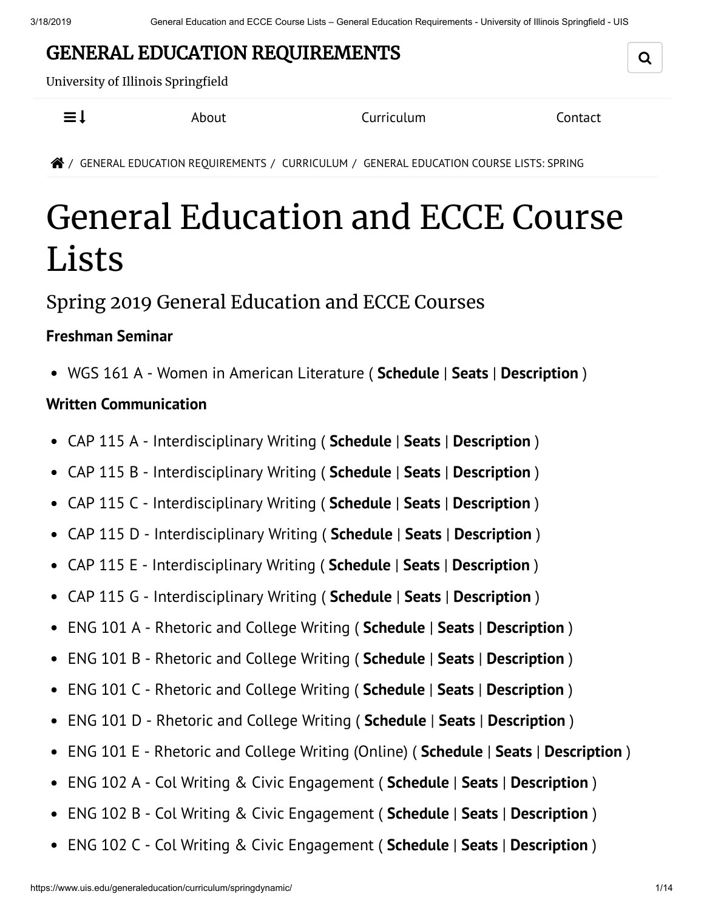# GENERAL EDUCATION REQUIREMENTS

University of Illinois Springfield

About | Curriculum | Contact

/ GENERAL EDUCATION REQUIREMENTS / CURRICULUM / GENERAL EDUCATION COURSE LISTS: SPRING

# General Education and ECCE Course Lists

## Spring 2019 General Education and ECCE Courses

### Freshman Seminar

- WGS 161 A - Women in American Literature ( **Schedule** | **Seats** | **Description** )

### Written Communication

- CAP 115 A - Interdisciplinary Writing ( **Schedule** | **Seats** | **Description** )
- CAP 115 B - Interdisciplinary Writing ( **Schedule** | **Seats** | **Description** )
- CAP 115 C - Interdisciplinary Writing ( **Schedule** | **Seats** | **Description** )
- CAP 115 D - Interdisciplinary Writing ( **Schedule** | **Seats** | **Description** )
- CAP 115 E - Interdisciplinary Writing ( **Schedule** | **Seats** | **Description** )
- CAP 115 G - Interdisciplinary Writing ( **Schedule** | **Seats** | **Description** )
- ENG 101 A - Rhetoric and College Writing ( **Schedule** | **Seats** | **Description** )
- ENG 101 B - Rhetoric and College Writing ( **Schedule** | **Seats** | **Description** )
- ENG 101 C - Rhetoric and College Writing ( **Schedule** | **Seats** | **Description** )
- ENG 101 D - Rhetoric and College Writing ( **Schedule** | **Seats** | **Description** )
- ENG 101 E - Rhetoric and College Writing (Online) ( **Schedule** | **Seats** | **Description** )
- ENG 102 A - Col Writing & Civic Engagement ( **Schedule** | **Seats** | **Description** )
- ENG 102 B - Col Writing & Civic Engagement ( **Schedule** | **Seats** | **Description** )
- ENG 102 C - Col Writing & Civic Engagement ( **Schedule** | **Seats** | **Description** )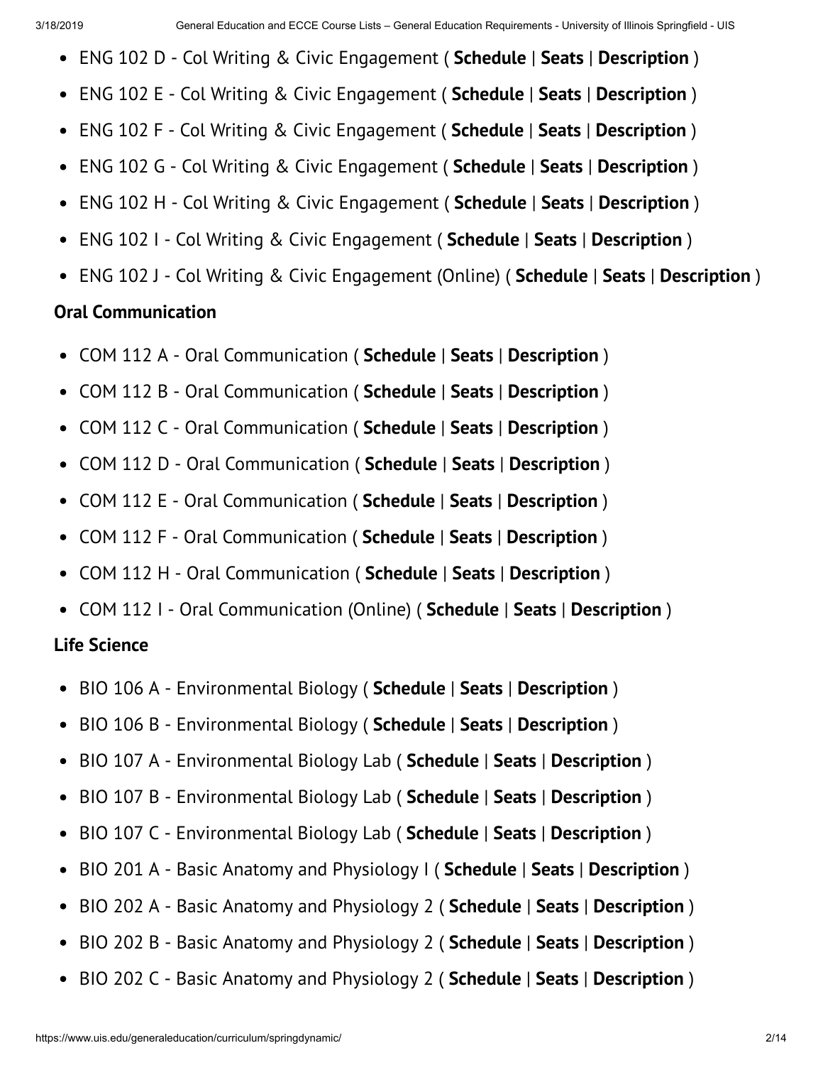- ENG 102 D - Col Writing & Civic Engagement ( **Schedule** | **Seats** | **Description** )
- ENG 102 E - Col Writing & Civic Engagement ( **Schedule** | **Seats** | **Description** )
- ENG 102 F - Col Writing & Civic Engagement ( **Schedule** | **Seats** | **Description** )
- ENG 102 G - Col Writing & Civic Engagement ( **Schedule** | **Seats** | **Description** )
- ENG 102 H - Col Writing & Civic Engagement ( **Schedule** | **Seats** | **Description** )
- ENG 102 I - Col Writing & Civic Engagement ( **Schedule** | **Seats** | **Description** )
- ENG 102 J - Col Writing & Civic Engagement (Online) ( **Schedule** | **Seats** | **Description** )

**Oral Communication**

- COM 112 A - Oral Communication ( **Schedule** | **Seats** | **Description** )
- COM 112 B - Oral Communication ( **Schedule** | **Seats** | **Description** )
- COM 112 C - Oral Communication ( **Schedule** | **Seats** | **Description** )
- COM 112 D - Oral Communication ( **Schedule** | **Seats** | **Description** )
- COM 112 E - Oral Communication ( **Schedule** | **Seats** | **Description** )
- COM 112 F - Oral Communication ( **Schedule** | **Seats** | **Description** )
- COM 112 H - Oral Communication ( **Schedule** | **Seats** | **Description** )
- COM 112 I - Oral Communication (Online) ( **Schedule** | **Seats** | **Description** )

**Life Science**

- BIO 106 A - Environmental Biology ( **Schedule** | **Seats** | **Description** )
- BIO 106 B - Environmental Biology ( **Schedule** | **Seats** | **Description** )
- BIO 107 A - Environmental Biology Lab ( **Schedule** | **Seats** | **Description** )
- BIO 107 B - Environmental Biology Lab ( **Schedule** | **Seats** | **Description** )
- BIO 107 C - Environmental Biology Lab ( **Schedule** | **Seats** | **Description** )
- BIO 201 A - Basic Anatomy and Physiology I ( **Schedule** | **Seats** | **Description** )
- BIO 202 A - Basic Anatomy and Physiology 2 ( **Schedule** | **Seats** | **Description** )
- BIO 202 B - Basic Anatomy and Physiology 2 ( **Schedule** | **Seats** | **Description** )
- BIO 202 C - Basic Anatomy and Physiology 2 ( **Schedule** | **Seats** | **Description** )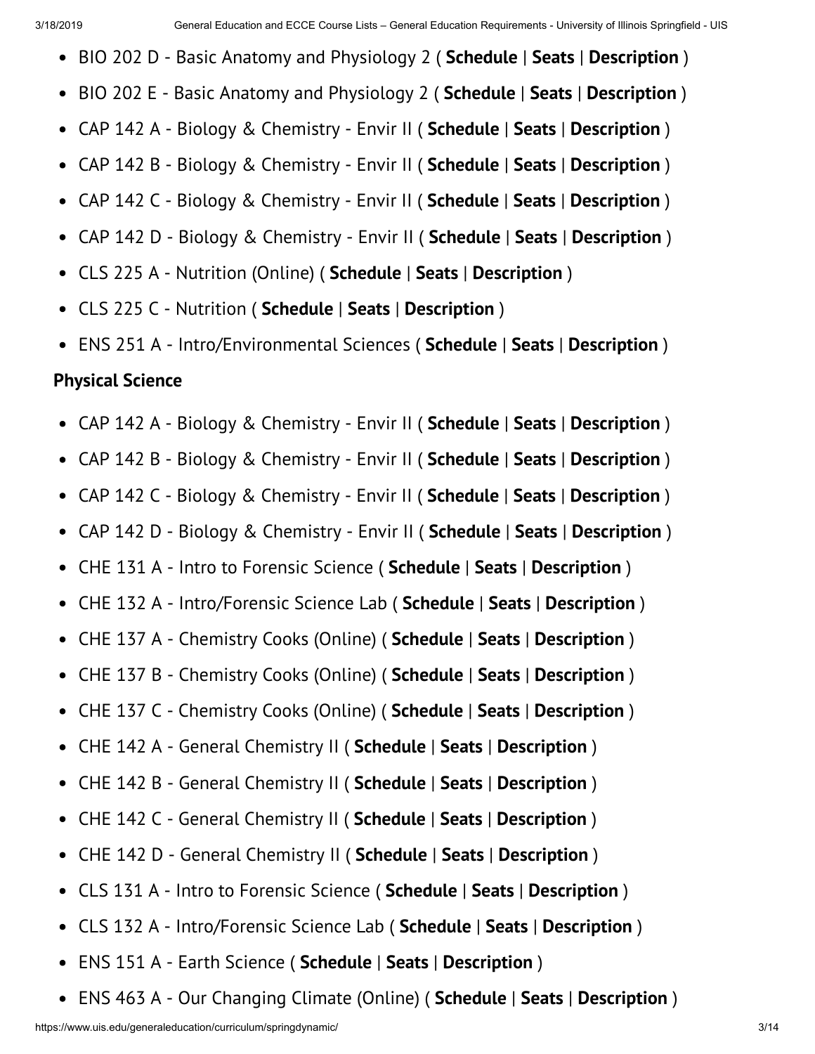- BIO 202 D - Basic Anatomy and Physiology 2 ( **Schedule** | **Seats** | **Description** )
- BIO 202 E - Basic Anatomy and Physiology 2 ( **Schedule** | **Seats** | **Description** )
- CAP 142 A - Biology & Chemistry - Envir II ( **Schedule** | **Seats** | **Description** )
- CAP 142 B - Biology & Chemistry - Envir II ( **Schedule** | **Seats** | **Description** )
- CAP 142 C - Biology & Chemistry - Envir II ( **Schedule** | **Seats** | **Description** )
- CAP 142 D - Biology & Chemistry - Envir II ( **Schedule** | **Seats** | **Description** )
- CLS 225 A - Nutrition (Online) ( **Schedule** | **Seats** | **Description** )
- CLS 225 C - Nutrition ( **Schedule** | **Seats** | **Description** )
- ENS 251 A - Intro/Environmental Sciences ( **Schedule** | **Seats** | **Description** )

**Physical Science**

- CAP 142 A - Biology & Chemistry - Envir II ( **Schedule** | **Seats** | **Description** )
- CAP 142 B - Biology & Chemistry - Envir II ( **Schedule** | **Seats** | **Description** )
- CAP 142 C - Biology & Chemistry - Envir II ( **Schedule** | **Seats** | **Description** )
- CAP 142 D - Biology & Chemistry - Envir II ( **Schedule** | **Seats** | **Description** )
- CHE 131 A - Intro to Forensic Science ( **Schedule** | **Seats** | **Description** )
- CHE 132 A - Intro/Forensic Science Lab ( **Schedule** | **Seats** | **Description** )
- CHE 137 A - Chemistry Cooks (Online) ( **Schedule** | **Seats** | **Description** )
- CHE 137 B - Chemistry Cooks (Online) ( **Schedule** | **Seats** | **Description** )
- CHE 137 C - Chemistry Cooks (Online) ( **Schedule** | **Seats** | **Description** )
- CHE 142 A - General Chemistry II ( **Schedule** | **Seats** | **Description** )
- CHE 142 B - General Chemistry II ( **Schedule** | **Seats** | **Description** )
- CHE 142 C - General Chemistry II ( **Schedule** | **Seats** | **Description** )
- CHE 142 D - General Chemistry II ( **Schedule** | **Seats** | **Description** )
- CLS 131 A - Intro to Forensic Science ( **Schedule** | **Seats** | **Description** )
- CLS 132 A - Intro/Forensic Science Lab ( **Schedule** | **Seats** | **Description** )
- ENS 151 A - Earth Science ( **Schedule** | **Seats** | **Description** )
- ENS 463 A - Our Changing Climate (Online) ( **Schedule** | **Seats** | **Description** )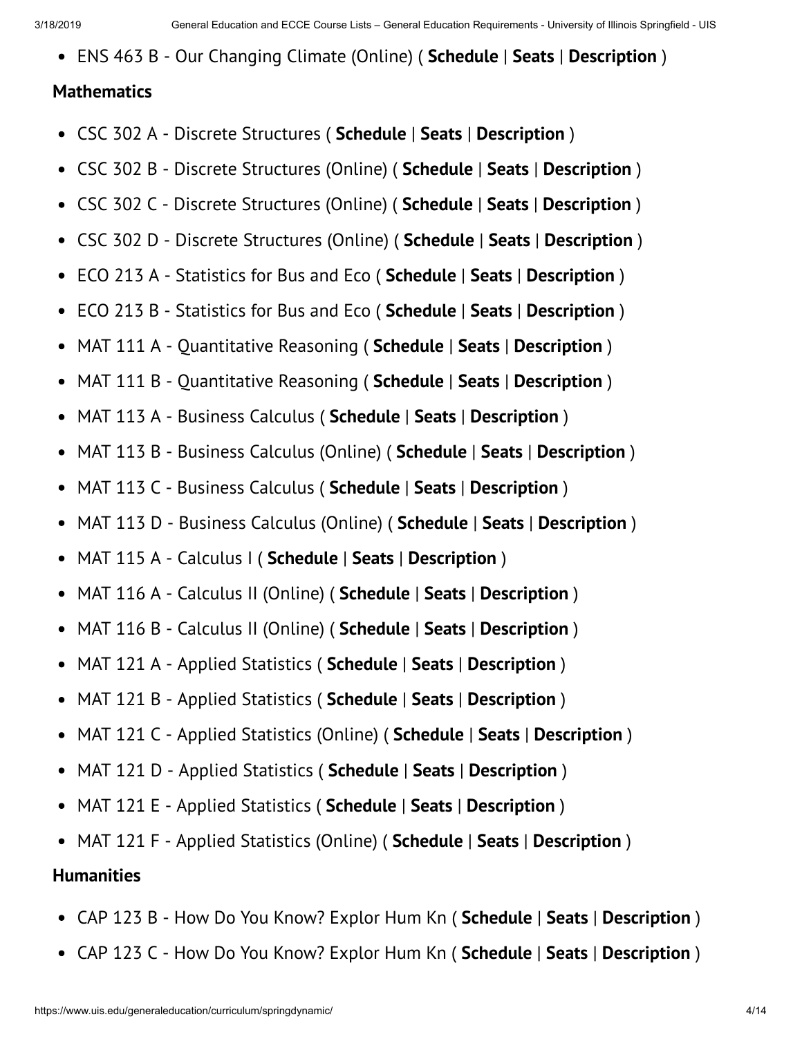- ENS 463 B - Our Changing Climate (Online) ( **Schedule** | **Seats** | **Description** )

### Mathematics

- CSC 302 A - Discrete Structures ( **Schedule** | **Seats** | **Description** )
- CSC 302 B - Discrete Structures (Online) ( **Schedule** | **Seats** | **Description** )
- CSC 302 C - Discrete Structures (Online) ( **Schedule** | **Seats** | **Description** )
- CSC 302 D - Discrete Structures (Online) ( **Schedule** | **Seats** | **Description** )
- ECO 213 A - Statistics for Bus and Eco ( **Schedule** | **Seats** | **Description** )
- ECO 213 B - Statistics for Bus and Eco ( **Schedule** | **Seats** | **Description** )
- MAT 111 A - Quantitative Reasoning ( **Schedule** | **Seats** | **Description** )
- MAT 111 B - Quantitative Reasoning ( **Schedule** | **Seats** | **Description** )
- MAT 113 A - Business Calculus ( **Schedule** | **Seats** | **Description** )
- MAT 113 B - Business Calculus (Online) ( **Schedule** | **Seats** | **Description** )
- MAT 113 C - Business Calculus ( **Schedule** | **Seats** | **Description** )
- MAT 113 D - Business Calculus (Online) ( **Schedule** | **Seats** | **Description** )
- MAT 115 A - Calculus I ( **Schedule** | **Seats** | **Description** )
- MAT 116 A - Calculus II (Online) ( **Schedule** | **Seats** | **Description** )
- MAT 116 B - Calculus II (Online) ( **Schedule** | **Seats** | **Description** )
- MAT 121 A - Applied Statistics ( **Schedule** | **Seats** | **Description** )
- MAT 121 B - Applied Statistics ( **Schedule** | **Seats** | **Description** )
- MAT 121 C - Applied Statistics (Online) ( **Schedule** | **Seats** | **Description** )
- MAT 121 D - Applied Statistics ( **Schedule** | **Seats** | **Description** )
- MAT 121 E - Applied Statistics ( **Schedule** | **Seats** | **Description** )
- MAT 121 F - Applied Statistics (Online) ( **Schedule** | **Seats** | **Description** )

### Humanities

- CAP 123 B - How Do You Know? Explor Hum Kn ( **Schedule** | **Seats** | **Description** )
- CAP 123 C - How Do You Know? Explor Hum Kn ( **Schedule** | **Seats** | **Description** )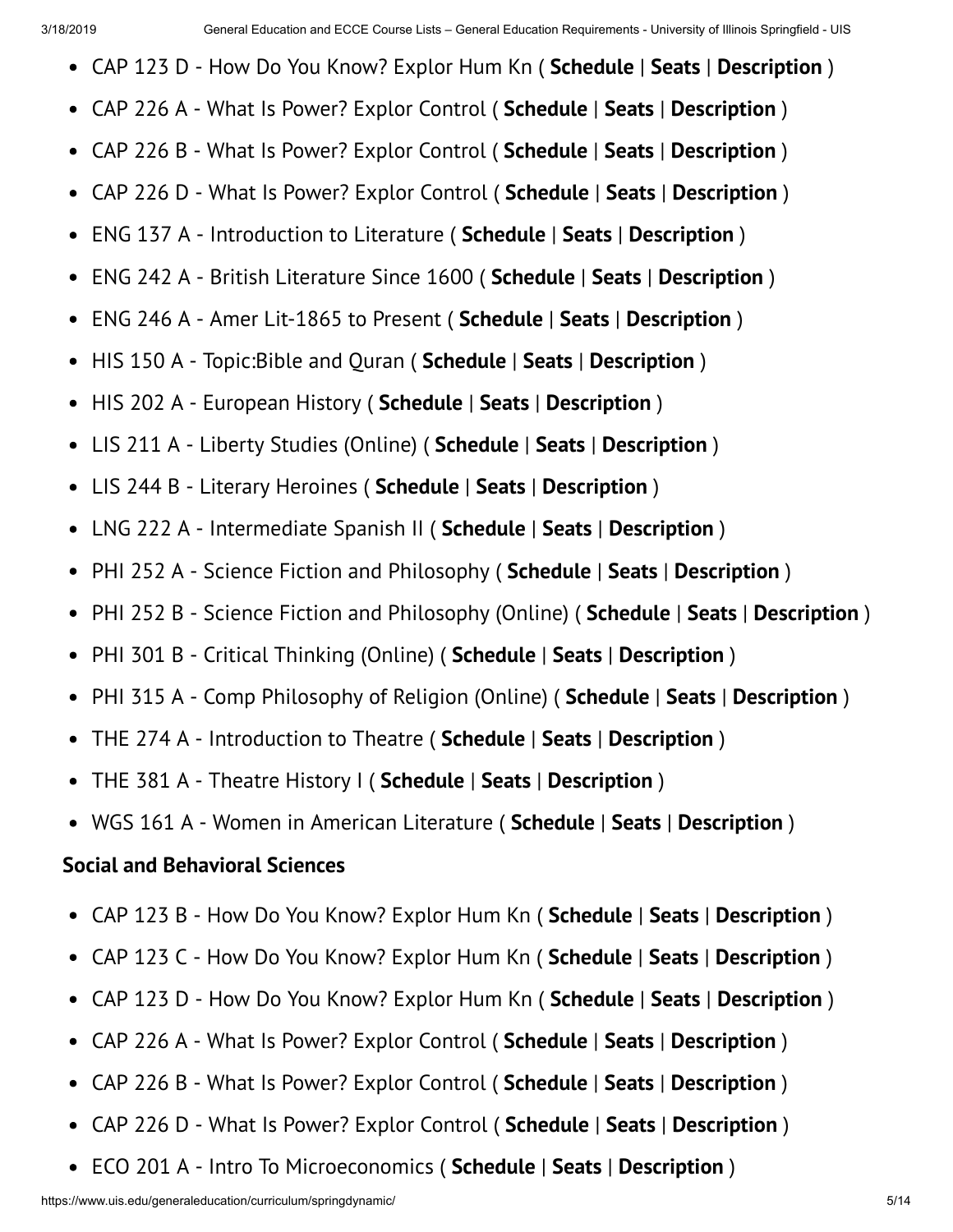- CAP 123 D - How Do You Know? Explor Hum Kn ( **Schedule** | **Seats** | **Description** )
- CAP 226 A - What Is Power? Explor Control ( **Schedule** | **Seats** | **Description** )
- CAP 226 B - What Is Power? Explor Control ( **Schedule** | **Seats** | **Description** )
- CAP 226 D - What Is Power? Explor Control ( **Schedule** | **Seats** | **Description** )
- ENG 137 A - Introduction to Literature ( **Schedule** | **Seats** | **Description** )
- ENG 242 A - British Literature Since 1600 ( **Schedule** | **Seats** | **Description** )
- ENG 246 A - Amer Lit-1865 to Present ( **Schedule** | **Seats** | **Description** )
- HIS 150 A - Topic:Bible and Quran ( **Schedule** | **Seats** | **Description** )
- HIS 202 A - European History ( **Schedule** | **Seats** | **Description** )
- LIS 211 A - Liberty Studies (Online) ( **Schedule** | **Seats** | **Description** )
- LIS 244 B - Literary Heroines ( **Schedule** | **Seats** | **Description** )
- LNG 222 A - Intermediate Spanish II ( **Schedule** | **Seats** | **Description** )
- PHI 252 A - Science Fiction and Philosophy ( **Schedule** | **Seats** | **Description** )
- PHI 252 B - Science Fiction and Philosophy (Online) ( **Schedule** | **Seats** | **Description** )
- PHI 301 B - Critical Thinking (Online) ( **Schedule** | **Seats** | **Description** )
- PHI 315 A - Comp Philosophy of Religion (Online) ( **Schedule** | **Seats** | **Description** )
- THE 274 A - Introduction to Theatre ( **Schedule** | **Seats** | **Description** )
- THE 381 A - Theatre History I ( **Schedule** | **Seats** | **Description** )
- WGS 161 A - Women in American Literature ( **Schedule** | **Seats** | **Description** )

**Social and Behavioral Sciences**

- CAP 123 B - How Do You Know? Explor Hum Kn ( **Schedule** | **Seats** | **Description** )
- CAP 123 C - How Do You Know? Explor Hum Kn ( **Schedule** | **Seats** | **Description** )
- CAP 123 D - How Do You Know? Explor Hum Kn ( **Schedule** | **Seats** | **Description** )
- CAP 226 A - What Is Power? Explor Control ( **Schedule** | **Seats** | **Description** )
- CAP 226 B - What Is Power? Explor Control ( **Schedule** | **Seats** | **Description** )
- CAP 226 D - What Is Power? Explor Control ( **Schedule** | **Seats** | **Description** )
- ECO 201 A - Intro To Microeconomics ( **Schedule** | **Seats** | **Description** )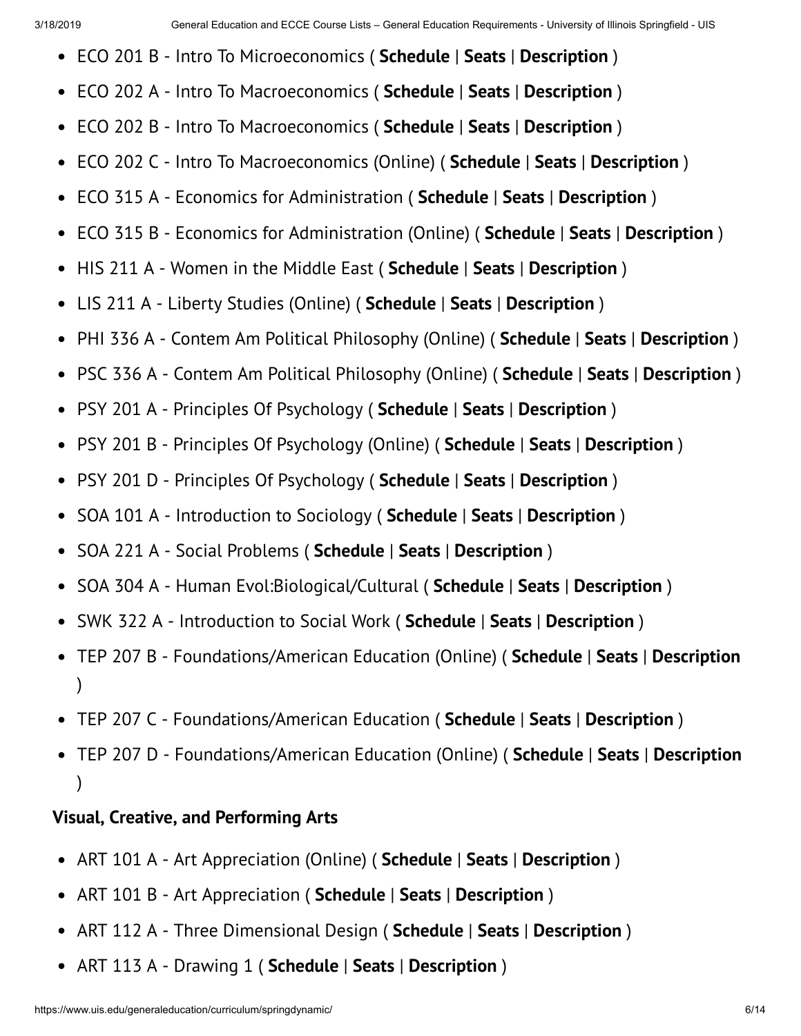- ECO 201 B - Intro To Microeconomics ( **Schedule** | **Seats** | **Description** )
- ECO 202 A - Intro To Macroeconomics ( **Schedule** | **Seats** | **Description** )
- ECO 202 B - Intro To Macroeconomics ( **Schedule** | **Seats** | **Description** )
- ECO 202 C - Intro To Macroeconomics (Online) ( **Schedule** | **Seats** | **Description** )
- ECO 315 A - Economics for Administration ( **Schedule** | **Seats** | **Description** )
- ECO 315 B - Economics for Administration (Online) ( **Schedule** | **Seats** | **Description** )
- HIS 211 A - Women in the Middle East ( **Schedule** | **Seats** | **Description** )
- LIS 211 A - Liberty Studies (Online) ( **Schedule** | **Seats** | **Description** )
- PHI 336 A - Contem Am Political Philosophy (Online) ( **Schedule** | **Seats** | **Description** )
- PSC 336 A - Contem Am Political Philosophy (Online) ( **Schedule** | **Seats** | **Description** )
- PSY 201 A - Principles Of Psychology ( **Schedule** | **Seats** | **Description** )
- PSY 201 B - Principles Of Psychology (Online) ( **Schedule** | **Seats** | **Description** )
- PSY 201 D - Principles Of Psychology ( **Schedule** | **Seats** | **Description** )
- SOA 101 A - Introduction to Sociology ( **Schedule** | **Seats** | **Description** )
- SOA 221 A - Social Problems ( **Schedule** | **Seats** | **Description** )
- SOA 304 A - Human Evol:Biological/Cultural ( **Schedule** | **Seats** | **Description** )
- SWK 322 A - Introduction to Social Work ( **Schedule** | **Seats** | **Description** )
- TEP 207 B - Foundations/American Education (Online) ( **Schedule** | **Seats** | **Description** )
- TEP 207 C - Foundations/American Education ( **Schedule** | **Seats** | **Description** )
- TEP 207 D - Foundations/American Education (Online) ( **Schedule** | **Seats** | **Description** )

**Visual, Creative, and Performing Arts**

- ART 101 A - Art Appreciation (Online) ( **Schedule** | **Seats** | **Description** )
- ART 101 B - Art Appreciation ( **Schedule** | **Seats** | **Description** )
- ART 112 A - Three Dimensional Design ( **Schedule** | **Seats** | **Description** )
- ART 113 A - Drawing 1 ( **Schedule** | **Seats** | **Description** )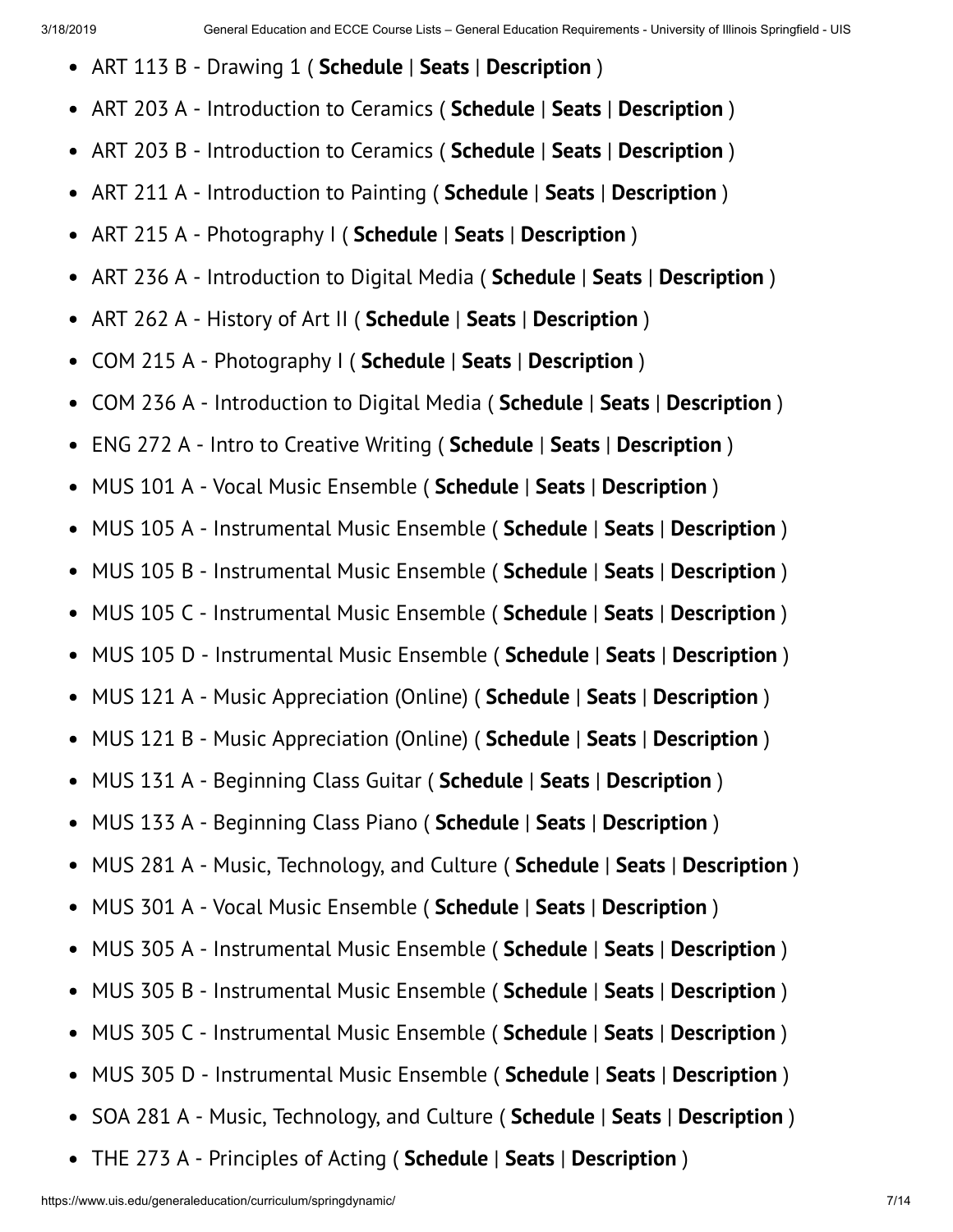- ART 113 B - Drawing 1 ( **Schedule** | **Seats** | **Description** )
- ART 203 A - Introduction to Ceramics ( **Schedule** | **Seats** | **Description** )
- ART 203 B - Introduction to Ceramics ( **Schedule** | **Seats** | **Description** )
- ART 211 A - Introduction to Painting ( **Schedule** | **Seats** | **Description** )
- ART 215 A - Photography I ( **Schedule** | **Seats** | **Description** )
- ART 236 A - Introduction to Digital Media ( **Schedule** | **Seats** | **Description** )
- ART 262 A - History of Art II ( **Schedule** | **Seats** | **Description** )
- COM 215 A - Photography I ( **Schedule** | **Seats** | **Description** )
- COM 236 A - Introduction to Digital Media ( **Schedule** | **Seats** | **Description** )
- ENG 272 A - Intro to Creative Writing ( **Schedule** | **Seats** | **Description** )
- MUS 101 A - Vocal Music Ensemble ( **Schedule** | **Seats** | **Description** )
- MUS 105 A - Instrumental Music Ensemble ( **Schedule** | **Seats** | **Description** )
- MUS 105 B - Instrumental Music Ensemble ( **Schedule** | **Seats** | **Description** )
- MUS 105 C - Instrumental Music Ensemble ( **Schedule** | **Seats** | **Description** )
- MUS 105 D - Instrumental Music Ensemble ( **Schedule** | **Seats** | **Description** )
- MUS 121 A - Music Appreciation (Online) ( **Schedule** | **Seats** | **Description** )
- MUS 121 B - Music Appreciation (Online) ( **Schedule** | **Seats** | **Description** )
- MUS 131 A - Beginning Class Guitar ( **Schedule** | **Seats** | **Description** )
- MUS 133 A - Beginning Class Piano ( **Schedule** | **Seats** | **Description** )
- MUS 281 A - Music, Technology, and Culture ( **Schedule** | **Seats** | **Description** )
- MUS 301 A - Vocal Music Ensemble ( **Schedule** | **Seats** | **Description** )
- MUS 305 A - Instrumental Music Ensemble ( **Schedule** | **Seats** | **Description** )
- MUS 305 B - Instrumental Music Ensemble ( **Schedule** | **Seats** | **Description** )
- MUS 305 C - Instrumental Music Ensemble ( **Schedule** | **Seats** | **Description** )
- MUS 305 D - Instrumental Music Ensemble ( **Schedule** | **Seats** | **Description** )
- SOA 281 A - Music, Technology, and Culture ( **Schedule** | **Seats** | **Description** )
- THE 273 A - Principles of Acting ( **Schedule** | **Seats** | **Description** )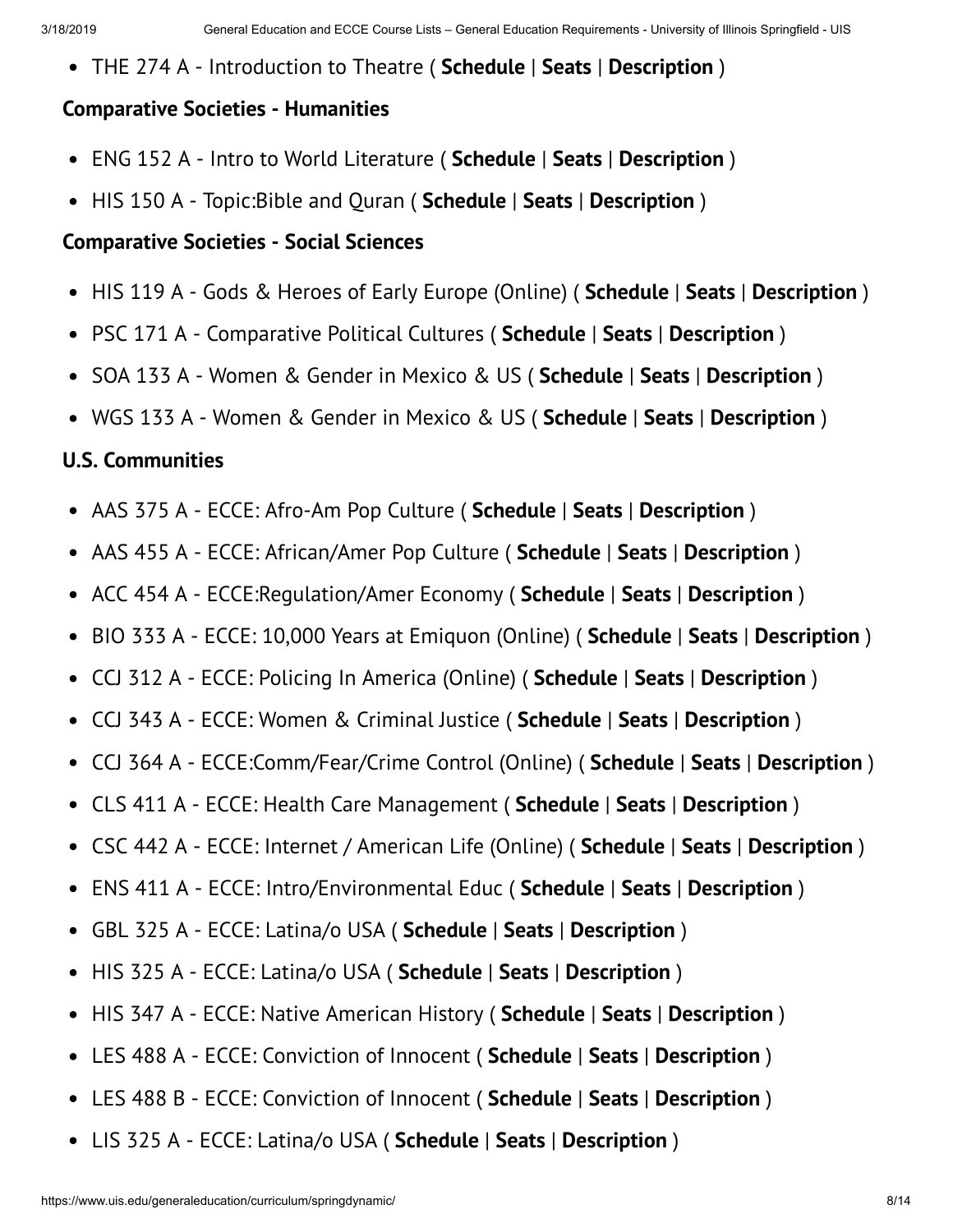- THE 274 A - Introduction to Theatre ( **Schedule** | **Seats** | **Description** )

**Comparative Societies - Humanities**

- ENG 152 A - Intro to World Literature ( **Schedule** | **Seats** | **Description** )
- HIS 150 A - Topic:Bible and Quran ( **Schedule** | **Seats** | **Description** )

**Comparative Societies - Social Sciences**

- HIS 119 A - Gods & Heroes of Early Europe (Online) ( **Schedule** | **Seats** | **Description** )
- PSC 171 A - Comparative Political Cultures ( **Schedule** | **Seats** | **Description** )
- SOA 133 A - Women & Gender in Mexico & US ( **Schedule** | **Seats** | **Description** )
- WGS 133 A - Women & Gender in Mexico & US ( **Schedule** | **Seats** | **Description** )

**U.S. Communities**

- AAS 375 A - ECCE: Afro-Am Pop Culture ( **Schedule** | **Seats** | **Description** )
- AAS 455 A - ECCE: African/Amer Pop Culture ( **Schedule** | **Seats** | **Description** )
- ACC 454 A - ECCE:Regulation/Amer Economy ( **Schedule** | **Seats** | **Description** )
- BIO 333 A - ECCE: 10,000 Years at Emiquon (Online) ( **Schedule** | **Seats** | **Description** )
- CCJ 312 A - ECCE: Policing In America (Online) ( **Schedule** | **Seats** | **Description** )
- CCJ 343 A - ECCE: Women & Criminal Justice ( **Schedule** | **Seats** | **Description** )
- CCJ 364 A - ECCE:Comm/Fear/Crime Control (Online) ( **Schedule** | **Seats** | **Description** )
- CLS 411 A - ECCE: Health Care Management ( **Schedule** | **Seats** | **Description** )
- CSC 442 A - ECCE: Internet / American Life (Online) ( **Schedule** | **Seats** | **Description** )
- ENS 411 A - ECCE: Intro/Environmental Educ ( **Schedule** | **Seats** | **Description** )
- GBL 325 A - ECCE: Latina/o USA ( **Schedule** | **Seats** | **Description** )
- HIS 325 A - ECCE: Latina/o USA ( **Schedule** | **Seats** | **Description** )
- HIS 347 A - ECCE: Native American History ( **Schedule** | **Seats** | **Description** )
- LES 488 A - ECCE: Conviction of Innocent ( **Schedule** | **Seats** | **Description** )
- LES 488 B - ECCE: Conviction of Innocent ( **Schedule** | **Seats** | **Description** )
- LIS 325 A - ECCE: Latina/o USA ( **Schedule** | **Seats** | **Description** )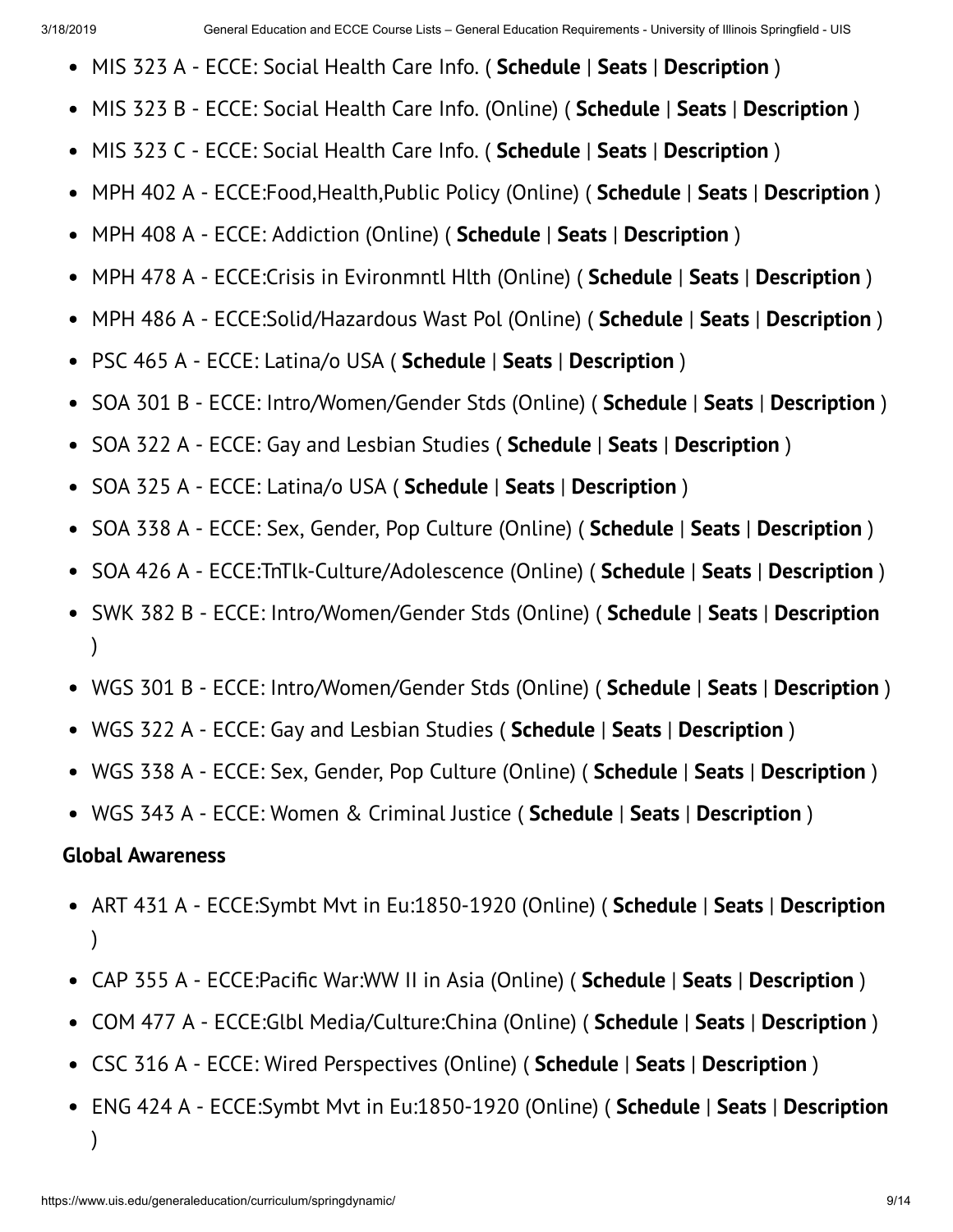- MIS 323 A - ECCE: Social Health Care Info. ( **Schedule** | **Seats** | **Description** )
- MIS 323 B - ECCE: Social Health Care Info. (Online) ( **Schedule** | **Seats** | **Description** )
- MIS 323 C - ECCE: Social Health Care Info. ( **Schedule** | **Seats** | **Description** )
- MPH 402 A - ECCE:Food,Health,Public Policy (Online) ( **Schedule** | **Seats** | **Description** )
- MPH 408 A - ECCE: Addiction (Online) ( **Schedule** | **Seats** | **Description** )
- MPH 478 A - ECCE:Crisis in Evironmntl Hlth (Online) ( **Schedule** | **Seats** | **Description** )
- MPH 486 A - ECCE:Solid/Hazardous Wast Pol (Online) ( **Schedule** | **Seats** | **Description** )
- PSC 465 A - ECCE: Latina/o USA ( **Schedule** | **Seats** | **Description** )
- SOA 301 B - ECCE: Intro/Women/Gender Stds (Online) ( **Schedule** | **Seats** | **Description** )
- SOA 322 A - ECCE: Gay and Lesbian Studies ( **Schedule** | **Seats** | **Description** )
- SOA 325 A - ECCE: Latina/o USA ( **Schedule** | **Seats** | **Description** )
- SOA 338 A - ECCE: Sex, Gender, Pop Culture (Online) ( **Schedule** | **Seats** | **Description** )
- SOA 426 A - ECCE:TnTlk-Culture/Adolescence (Online) ( **Schedule** | **Seats** | **Description** )
- SWK 382 B - ECCE: Intro/Women/Gender Stds (Online) ( **Schedule** | **Seats** | **Description** )
- WGS 301 B - ECCE: Intro/Women/Gender Stds (Online) ( **Schedule** | **Seats** | **Description** )
- WGS 322 A - ECCE: Gay and Lesbian Studies ( **Schedule** | **Seats** | **Description** )
- WGS 338 A - ECCE: Sex, Gender, Pop Culture (Online) ( **Schedule** | **Seats** | **Description** )
- WGS 343 A - ECCE: Women & Criminal Justice ( **Schedule** | **Seats** | **Description** )

**Global Awareness**

- ART 431 A - ECCE:Symbt Mvt in Eu:1850-1920 (Online) ( **Schedule** | **Seats** | **Description** )
- CAP 355 A - ECCE:Pacific War:WW II in Asia (Online) ( **Schedule** | **Seats** | **Description** )
- COM 477 A - ECCE:Glbl Media/Culture:China (Online) ( **Schedule** | **Seats** | **Description** )
- CSC 316 A - ECCE: Wired Perspectives (Online) ( **Schedule** | **Seats** | **Description** )
- ENG 424 A - ECCE:Symbt Mvt in Eu:1850-1920 (Online) ( **Schedule** | **Seats** | **Description** )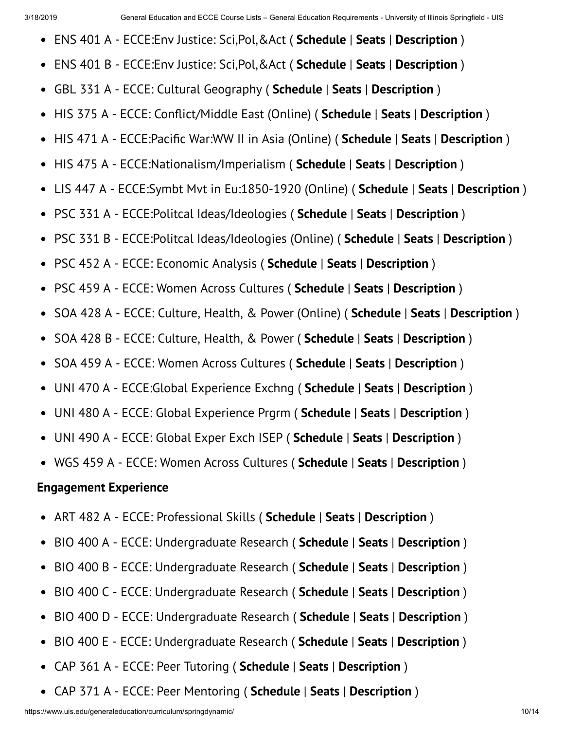- ENS 401 A - ECCE:Env Justice: Sci,Pol,&Act ( **Schedule** | **Seats** | **Description** )
- ENS 401 B - ECCE:Env Justice: Sci,Pol,&Act ( **Schedule** | **Seats** | **Description** )
- GBL 331 A - ECCE: Cultural Geography ( **Schedule** | **Seats** | **Description** )
- HIS 375 A - ECCE: Conflict/Middle East (Online) ( **Schedule** | **Seats** | **Description** )
- HIS 471 A - ECCE:Pacific War:WW II in Asia (Online) ( **Schedule** | **Seats** | **Description** )
- HIS 475 A - ECCE:Nationalism/Imperialism ( **Schedule** | **Seats** | **Description** )
- LIS 447 A - ECCE:Symbt Mvt in Eu:1850-1920 (Online) ( **Schedule** | **Seats** | **Description** )
- PSC 331 A - ECCE:Politcal Ideas/Ideologies ( **Schedule** | **Seats** | **Description** )
- PSC 331 B - ECCE:Politcal Ideas/Ideologies (Online) ( **Schedule** | **Seats** | **Description** )
- PSC 452 A - ECCE: Economic Analysis ( **Schedule** | **Seats** | **Description** )
- PSC 459 A - ECCE: Women Across Cultures ( **Schedule** | **Seats** | **Description** )
- SOA 428 A - ECCE: Culture, Health, & Power (Online) ( **Schedule** | **Seats** | **Description** )
- SOA 428 B - ECCE: Culture, Health, & Power ( **Schedule** | **Seats** | **Description** )
- SOA 459 A - ECCE: Women Across Cultures ( **Schedule** | **Seats** | **Description** )
- UNI 470 A - ECCE:Global Experience Exchng ( **Schedule** | **Seats** | **Description** )
- UNI 480 A - ECCE: Global Experience Prgrm ( **Schedule** | **Seats** | **Description** )
- UNI 490 A - ECCE: Global Exper Exch ISEP ( **Schedule** | **Seats** | **Description** )
- WGS 459 A - ECCE: Women Across Cultures ( **Schedule** | **Seats** | **Description** )

**Engagement Experience**

- ART 482 A - ECCE: Professional Skills ( **Schedule** | **Seats** | **Description** )
- BIO 400 A - ECCE: Undergraduate Research ( **Schedule** | **Seats** | **Description** )
- BIO 400 B - ECCE: Undergraduate Research ( **Schedule** | **Seats** | **Description** )
- BIO 400 C - ECCE: Undergraduate Research ( **Schedule** | **Seats** | **Description** )
- BIO 400 D - ECCE: Undergraduate Research ( **Schedule** | **Seats** | **Description** )
- BIO 400 E - ECCE: Undergraduate Research ( **Schedule** | **Seats** | **Description** )
- CAP 361 A - ECCE: Peer Tutoring ( **Schedule** | **Seats** | **Description** )
- CAP 371 A - ECCE: Peer Mentoring ( **Schedule** | **Seats** | **Description** )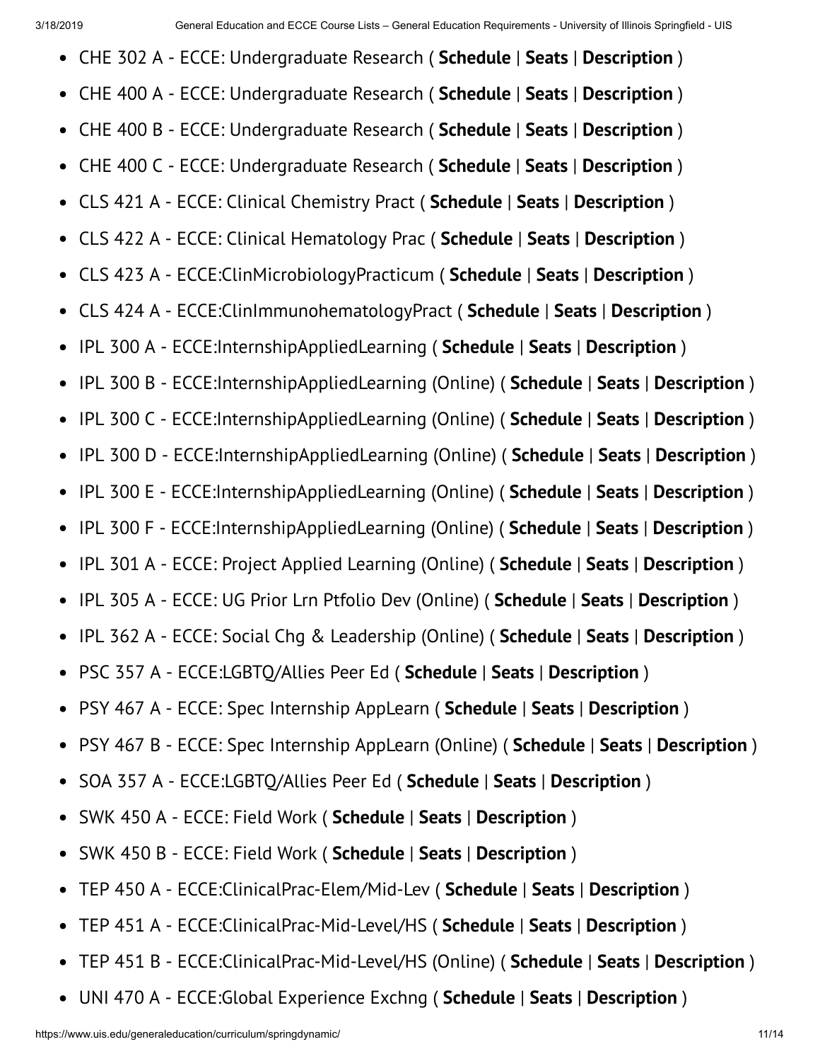- CHE 302 A - ECCE: Undergraduate Research ( **Schedule** | **Seats** | **Description** )
- CHE 400 A - ECCE: Undergraduate Research ( **Schedule** | **Seats** | **Description** )
- CHE 400 B - ECCE: Undergraduate Research ( **Schedule** | **Seats** | **Description** )
- CHE 400 C - ECCE: Undergraduate Research ( **Schedule** | **Seats** | **Description** )
- CLS 421 A - ECCE: Clinical Chemistry Pract ( **Schedule** | **Seats** | **Description** )
- CLS 422 A - ECCE: Clinical Hematology Prac ( **Schedule** | **Seats** | **Description** )
- CLS 423 A - ECCE:ClinMicrobiologyPracticum ( **Schedule** | **Seats** | **Description** )
- CLS 424 A - ECCE:ClinImmunohematologyPract ( **Schedule** | **Seats** | **Description** )
- IPL 300 A - ECCE:InternshipAppliedLearning ( **Schedule** | **Seats** | **Description** )
- IPL 300 B - ECCE:InternshipAppliedLearning (Online) ( **Schedule** | **Seats** | **Description** )
- IPL 300 C - ECCE:InternshipAppliedLearning (Online) ( **Schedule** | **Seats** | **Description** )
- IPL 300 D - ECCE:InternshipAppliedLearning (Online) ( **Schedule** | **Seats** | **Description** )
- IPL 300 E - ECCE:InternshipAppliedLearning (Online) ( **Schedule** | **Seats** | **Description** )
- IPL 300 F - ECCE:InternshipAppliedLearning (Online) ( **Schedule** | **Seats** | **Description** )
- IPL 301 A - ECCE: Project Applied Learning (Online) ( **Schedule** | **Seats** | **Description** )
- IPL 305 A - ECCE: UG Prior Lrn Ptfolio Dev (Online) ( **Schedule** | **Seats** | **Description** )
- IPL 362 A - ECCE: Social Chg & Leadership (Online) ( **Schedule** | **Seats** | **Description** )
- PSC 357 A - ECCE:LGBTQ/Allies Peer Ed ( **Schedule** | **Seats** | **Description** )
- PSY 467 A - ECCE: Spec Internship AppLearn ( **Schedule** | **Seats** | **Description** )
- PSY 467 B - ECCE: Spec Internship AppLearn (Online) ( **Schedule** | **Seats** | **Description** )
- SOA 357 A - ECCE:LGBTQ/Allies Peer Ed ( **Schedule** | **Seats** | **Description** )
- SWK 450 A - ECCE: Field Work ( **Schedule** | **Seats** | **Description** )
- SWK 450 B - ECCE: Field Work ( **Schedule** | **Seats** | **Description** )
- TEP 450 A - ECCE:ClinicalPrac-Elem/Mid-Lev ( **Schedule** | **Seats** | **Description** )
- TEP 451 A - ECCE:ClinicalPrac-Mid-Level/HS ( **Schedule** | **Seats** | **Description** )
- TEP 451 B - ECCE:ClinicalPrac-Mid-Level/HS (Online) ( **Schedule** | **Seats** | **Description** )
- UNI 470 A - ECCE:Global Experience Exchng ( **Schedule** | **Seats** | **Description** )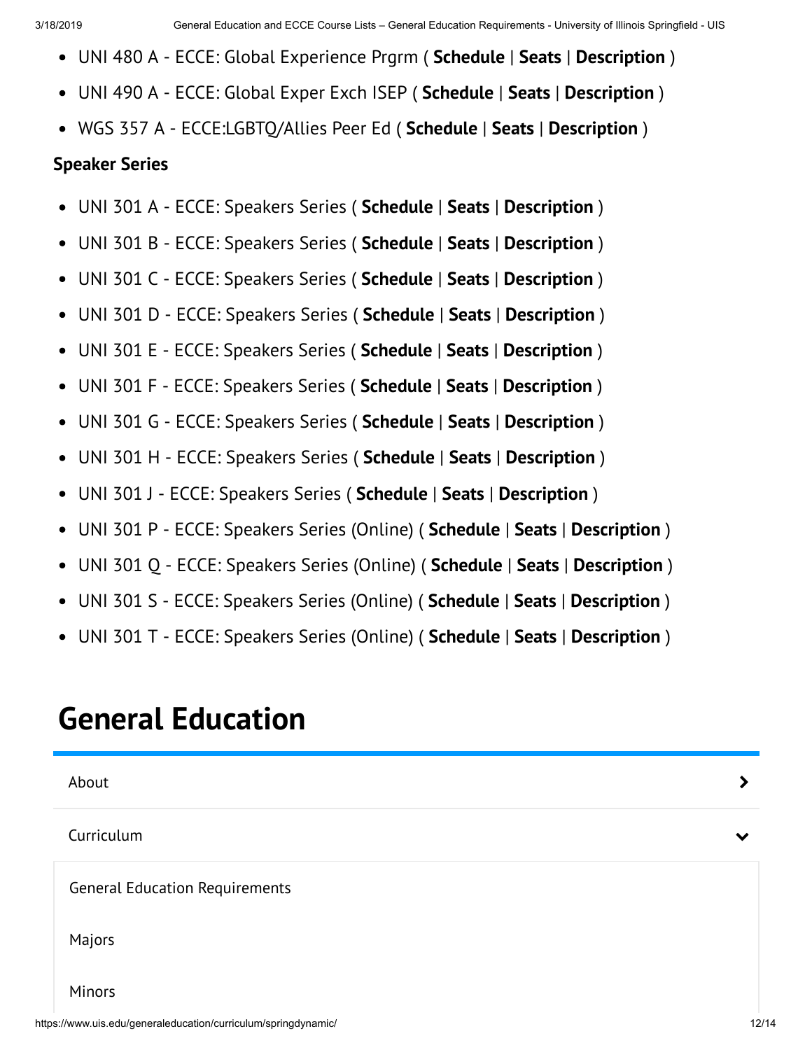- UNI 480 A - ECCE: Global Experience Prgrm ( **Schedule** | **Seats** | **Description** )
- UNI 490 A - ECCE: Global Exper Exch ISEP ( **Schedule** | **Seats** | **Description** )
- WGS 357 A - ECCE:LGBTQ/Allies Peer Ed ( **Schedule** | **Seats** | **Description** )

**Speaker Series**

- UNI 301 A - ECCE: Speakers Series ( **Schedule** | **Seats** | **Description** )
- UNI 301 B - ECCE: Speakers Series ( **Schedule** | **Seats** | **Description** )
- UNI 301 C - ECCE: Speakers Series ( **Schedule** | **Seats** | **Description** )
- UNI 301 D - ECCE: Speakers Series ( **Schedule** | **Seats** | **Description** )
- UNI 301 E - ECCE: Speakers Series ( **Schedule** | **Seats** | **Description** )
- UNI 301 F - ECCE: Speakers Series ( **Schedule** | **Seats** | **Description** )
- UNI 301 G - ECCE: Speakers Series ( **Schedule** | **Seats** | **Description** )
- UNI 301 H - ECCE: Speakers Series ( **Schedule** | **Seats** | **Description** )
- UNI 301 J - ECCE: Speakers Series ( **Schedule** | **Seats** | **Description** )
- UNI 301 P - ECCE: Speakers Series (Online) ( **Schedule** | **Seats** | **Description** )
- UNI 301 Q - ECCE: Speakers Series (Online) ( **Schedule** | **Seats** | **Description** )
- UNI 301 S - ECCE: Speakers Series (Online) ( **Schedule** | **Seats** | **Description** )
- UNI 301 T - ECCE: Speakers Series (Online) ( **Schedule** | **Seats** | **Description** )

# General Education

About

Curriculum

General Education Requirements

Majors

Minors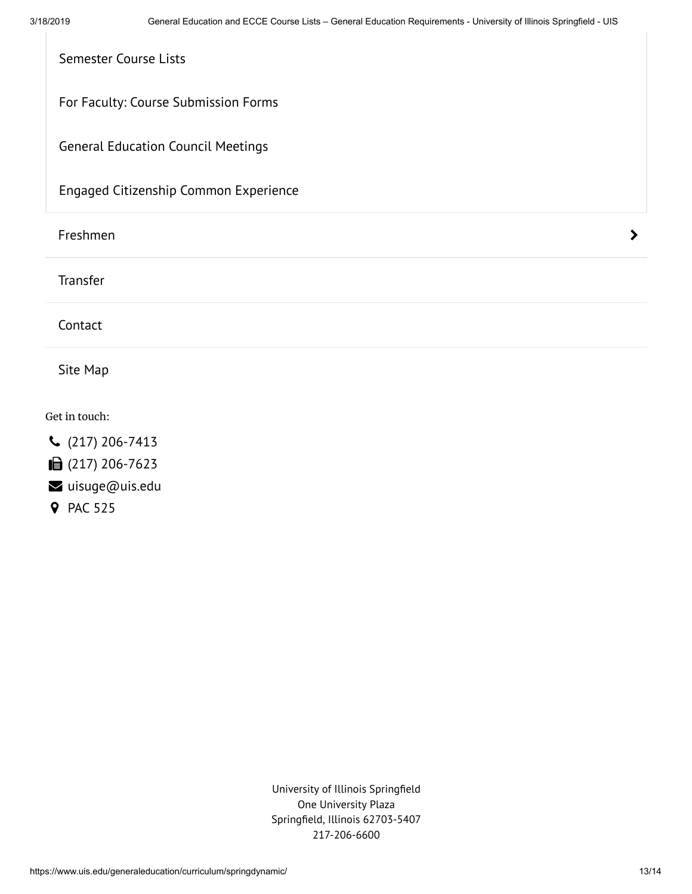- Semester Course Lists
- For Faculty: Course Submission Forms
- General Education Council Meetings
- Engaged Citizenship Common Experience

- Freshmen
- Transfer
- Contact
- Site Map

Get in touch:

- (217) 206-7413
- (217) 206-7623
- uisuge@uis.edu
- PAC 525

University of Illinois Springfield
One University Plaza
Springfield, Illinois 62703-5407
217-206-6600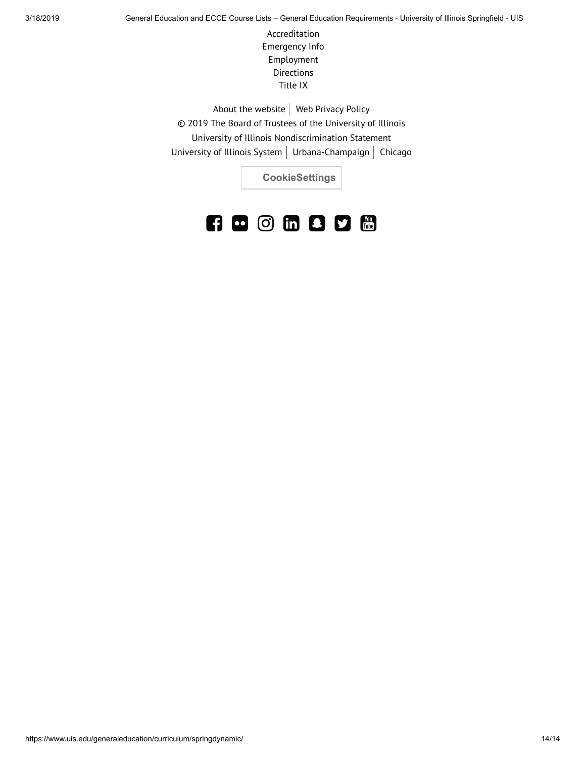Accreditation
Emergency Info
Employment
Directions
Title IX

About the website | Web Privacy Policy
© 2019 The Board of Trustees of the University of Illinois
University of Illinois Nondiscrimination Statement
University of Illinois System | Urbana-Champaign | Chicago

CookieSettings